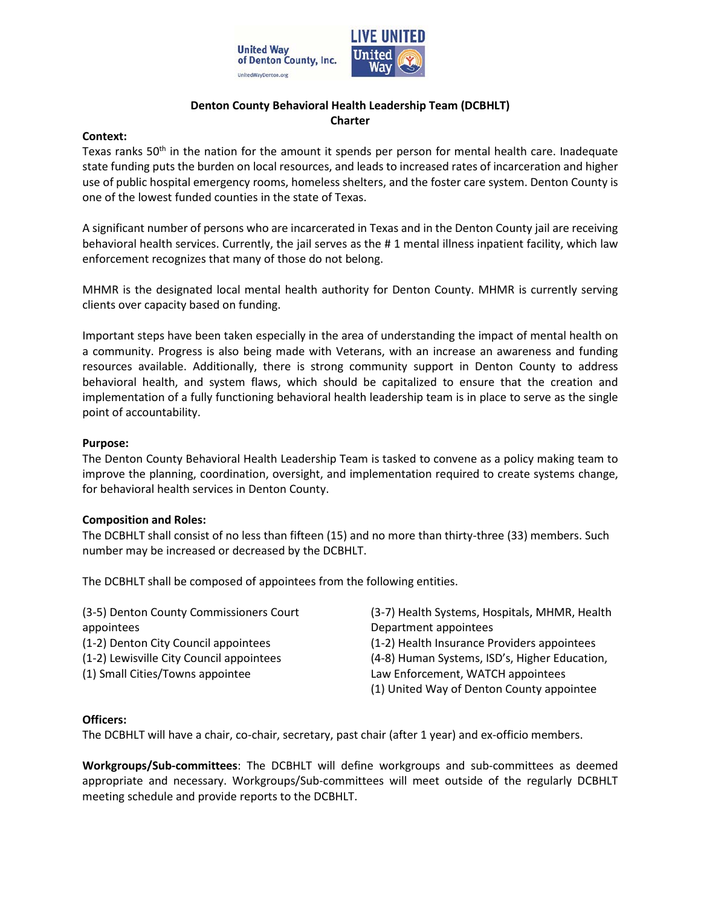# Denton County Behavioral Health Leadership Team (DCBHLT) Charter

**Context:**

Texas ranks 50th in the nation for the amount it spends per person for mental health care. Inadequate state funding puts the burden on local resources, and leads to increased rates of incarceration and higher use of public hospital emergency rooms, homeless shelters, and the foster care system. Denton County is one of the lowest funded counties in the state of Texas.

A significant number of persons who are incarcerated in Texas and in the Denton County jail are receiving behavioral health services. Currently, the jail serves as the # 1 mental illness inpatient facility, which law enforcement recognizes that many of those do not belong.

MHMR is the designated local mental health authority for Denton County. MHMR is currently serving clients over capacity based on funding.

Important steps have been taken especially in the area of understanding the impact of mental health on a community. Progress is also being made with Veterans, with an increase an awareness and funding resources available. Additionally, there is strong community support in Denton County to address behavioral health, and system flaws, which should be capitalized to ensure that the creation and implementation of a fully functioning behavioral health leadership team is in place to serve as the single point of accountability.

**Purpose:**

The Denton County Behavioral Health Leadership Team is tasked to convene as a policy making team to improve the planning, coordination, oversight, and implementation required to create systems change, for behavioral health services in Denton County.

**Composition and Roles:**

The DCBHLT shall consist of no less than fifteen (15) and no more than thirty-three (33) members. Such number may be increased or decreased by the DCBHLT.

The DCBHLT shall be composed of appointees from the following entities.

(3-5) Denton County Commissioners Court appointees
(1-2) Denton City Council appointees
(1-2) Lewisville City Council appointees
(1) Small Cities/Towns appointee

(3-7) Health Systems, Hospitals, MHMR, Health Department appointees
(1-2) Health Insurance Providers appointees
(4-8) Human Systems, ISD's, Higher Education, Law Enforcement, WATCH appointees
(1) United Way of Denton County appointee

**Officers:**

The DCBHLT will have a chair, co-chair, secretary, past chair (after 1 year) and ex-officio members.

**Workgroups/Sub-committees**: The DCBHLT will define workgroups and sub-committees as deemed appropriate and necessary. Workgroups/Sub-committees will meet outside of the regularly DCBHLT meeting schedule and provide reports to the DCBHLT.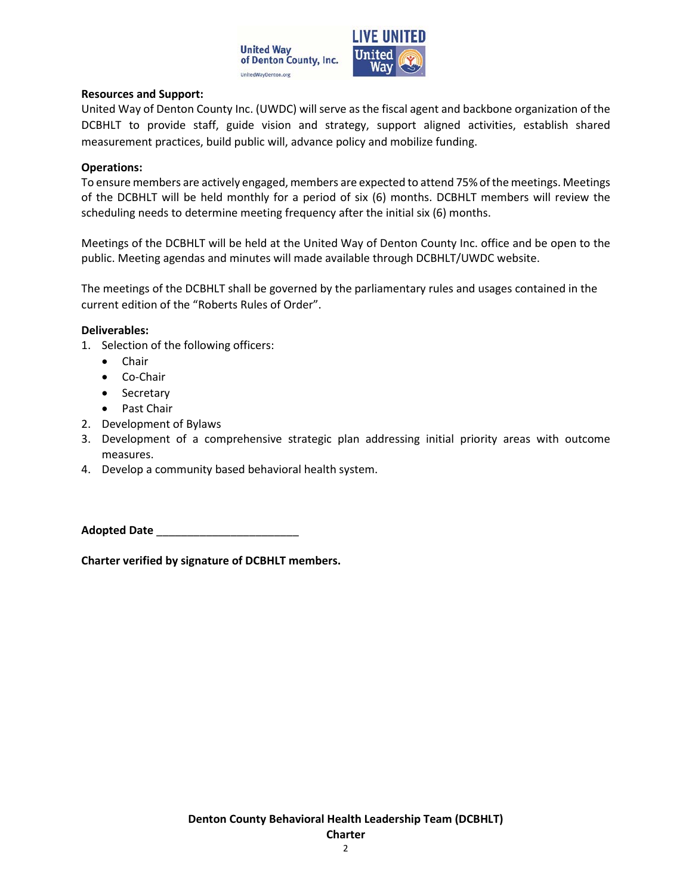**Resources and Support:**

United Way of Denton County Inc. (UWDC) will serve as the fiscal agent and backbone organization of the DCBHLT to provide staff, guide vision and strategy, support aligned activities, establish shared measurement practices, build public will, advance policy and mobilize funding.

**Operations:**

To ensure members are actively engaged, members are expected to attend 75% of the meetings. Meetings of the DCBHLT will be held monthly for a period of six (6) months. DCBHLT members will review the scheduling needs to determine meeting frequency after the initial six (6) months.

Meetings of the DCBHLT will be held at the United Way of Denton County Inc. office and be open to the public. Meeting agendas and minutes will made available through DCBHLT/UWDC website.

The meetings of the DCBHLT shall be governed by the parliamentary rules and usages contained in the current edition of the "Roberts Rules of Order".

**Deliverables:**

1. Selection of the following officers:
    - Chair
    - Co-Chair
    - Secretary
    - Past Chair
2. Development of Bylaws
3. Development of a comprehensive strategic plan addressing initial priority areas with outcome measures.
4. Develop a community based behavioral health system.

**Adopted Date** ________________________

**Charter verified by signature of DCBHLT members.**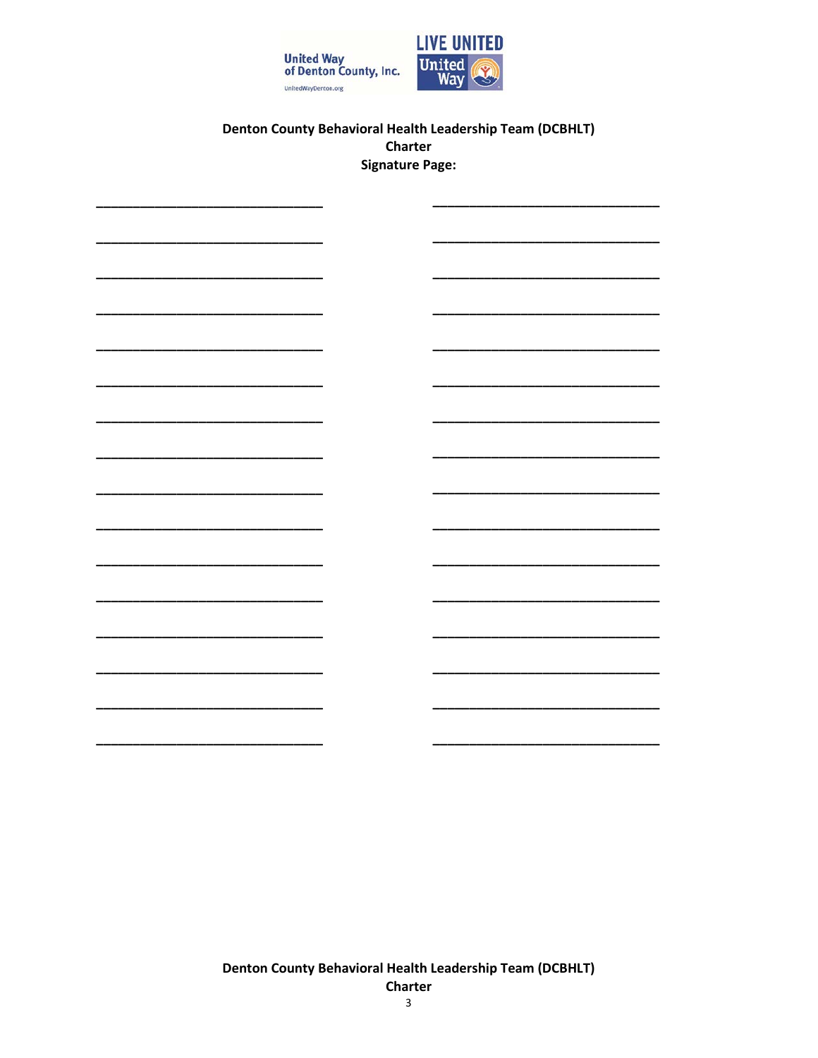**Denton County Behavioral Health Leadership Team (DCBHLT)**
**Charter**
**Signature Page:**

| | |
|---|---|
| ______________________________ | ______________________________ |
| ______________________________ | ______________________________ |
| ______________________________ | ______________________________ |
| ______________________________ | ______________________________ |
| ______________________________ | ______________________________ |
| ______________________________ | ______________________________ |
| ______________________________ | ______________________________ |
| ______________________________ | ______________________________ |
| ______________________________ | ______________________________ |
| ______________________________ | ______________________________ |
| ______________________________ | ______________________________ |
| ______________________________ | ______________________________ |
| ______________________________ | ______________________________ |
| ______________________________ | ______________________________ |
| ______________________________ | ______________________________ |
| ______________________________ | ______________________________ |